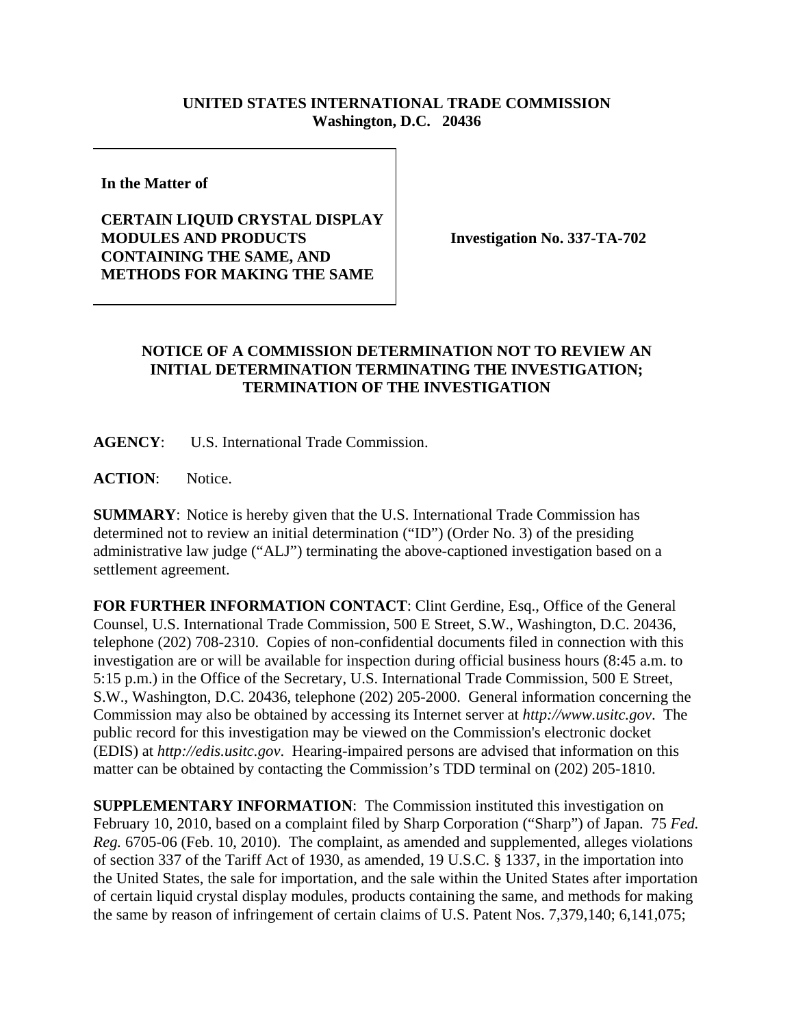**UNITED STATES INTERNATIONAL TRADE COMMISSION**
**Washington, D.C. 20436**

**In the Matter of**

**CERTAIN LIQUID CRYSTAL DISPLAY MODULES AND PRODUCTS CONTAINING THE SAME, AND METHODS FOR MAKING THE SAME**

**Investigation No. 337-TA-702**

## NOTICE OF A COMMISSION DETERMINATION NOT TO REVIEW AN INITIAL DETERMINATION TERMINATING THE INVESTIGATION; TERMINATION OF THE INVESTIGATION

**AGENCY**: U.S. International Trade Commission.

**ACTION**: Notice.

**SUMMARY**: Notice is hereby given that the U.S. International Trade Commission has determined not to review an initial determination ("ID") (Order No. 3) of the presiding administrative law judge ("ALJ") terminating the above-captioned investigation based on a settlement agreement.

**FOR FURTHER INFORMATION CONTACT**: Clint Gerdine, Esq., Office of the General Counsel, U.S. International Trade Commission, 500 E Street, S.W., Washington, D.C. 20436, telephone (202) 708-2310. Copies of non-confidential documents filed in connection with this investigation are or will be available for inspection during official business hours (8:45 a.m. to 5:15 p.m.) in the Office of the Secretary, U.S. International Trade Commission, 500 E Street, S.W., Washington, D.C. 20436, telephone (202) 205-2000. General information concerning the Commission may also be obtained by accessing its Internet server at *http://www.usitc.gov*. The public record for this investigation may be viewed on the Commission's electronic docket (EDIS) at *http://edis.usitc.gov*. Hearing-impaired persons are advised that information on this matter can be obtained by contacting the Commission's TDD terminal on (202) 205-1810.

**SUPPLEMENTARY INFORMATION**: The Commission instituted this investigation on February 10, 2010, based on a complaint filed by Sharp Corporation ("Sharp") of Japan. 75 *Fed. Reg.* 6705-06 (Feb. 10, 2010). The complaint, as amended and supplemented, alleges violations of section 337 of the Tariff Act of 1930, as amended, 19 U.S.C. § 1337, in the importation into the United States, the sale for importation, and the sale within the United States after importation of certain liquid crystal display modules, products containing the same, and methods for making the same by reason of infringement of certain claims of U.S. Patent Nos. 7,379,140; 6,141,075;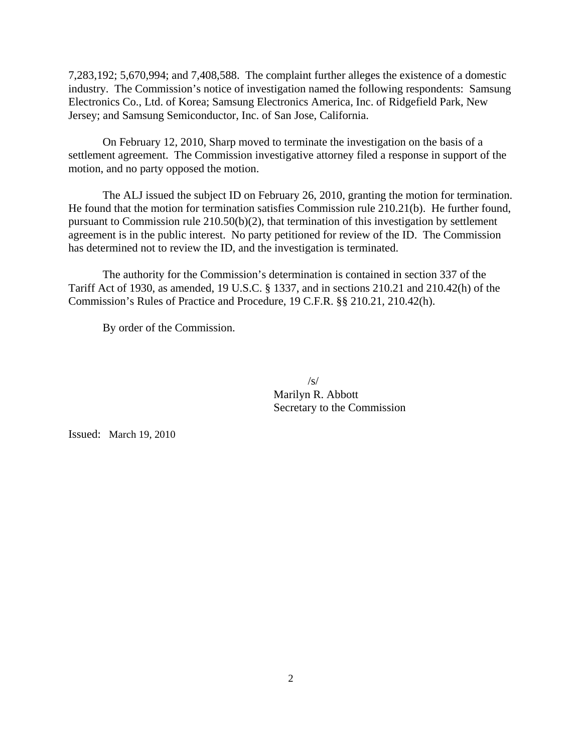7,283,192; 5,670,994; and 7,408,588. The complaint further alleges the existence of a domestic industry. The Commission's notice of investigation named the following respondents: Samsung Electronics Co., Ltd. of Korea; Samsung Electronics America, Inc. of Ridgefield Park, New Jersey; and Samsung Semiconductor, Inc. of San Jose, California.

On February 12, 2010, Sharp moved to terminate the investigation on the basis of a settlement agreement. The Commission investigative attorney filed a response in support of the motion, and no party opposed the motion.

The ALJ issued the subject ID on February 26, 2010, granting the motion for termination. He found that the motion for termination satisfies Commission rule 210.21(b). He further found, pursuant to Commission rule 210.50(b)(2), that termination of this investigation by settlement agreement is in the public interest. No party petitioned for review of the ID. The Commission has determined not to review the ID, and the investigation is terminated.

The authority for the Commission's determination is contained in section 337 of the Tariff Act of 1930, as amended, 19 U.S.C. § 1337, and in sections 210.21 and 210.42(h) of the Commission's Rules of Practice and Procedure, 19 C.F.R. §§ 210.21, 210.42(h).

By order of the Commission.

/s/
Marilyn R. Abbott
Secretary to the Commission

Issued: March 19, 2010